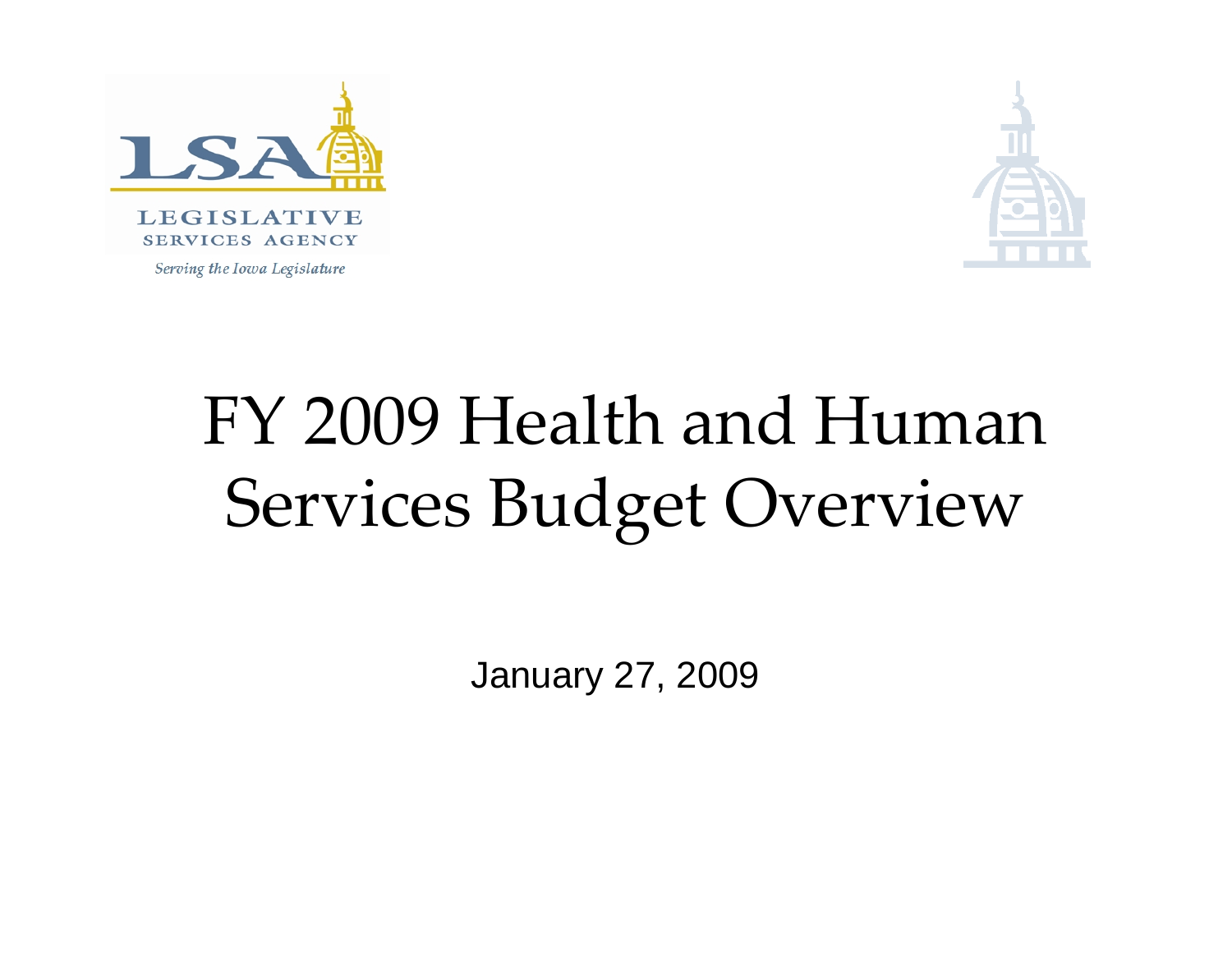LSA

LEGISLATIVE SERVICES AGENCY

*Serving the Iowa Legislature*

# FY 2009 Health and Human Services Budget Overview

January 27, 2009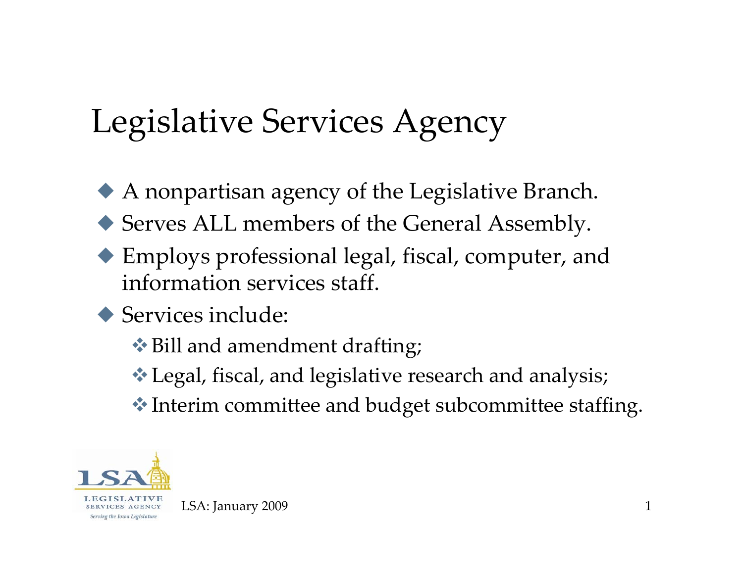# Legislative Services Agency

- A nonpartisan agency of the Legislative Branch.
- Serves ALL members of the General Assembly.
- Employs professional legal, fiscal, computer, and information services staff.
- Services include:
  - Bill and amendment drafting;
  - Legal, fiscal, and legislative research and analysis;
  - Interim committee and budget subcommittee staffing.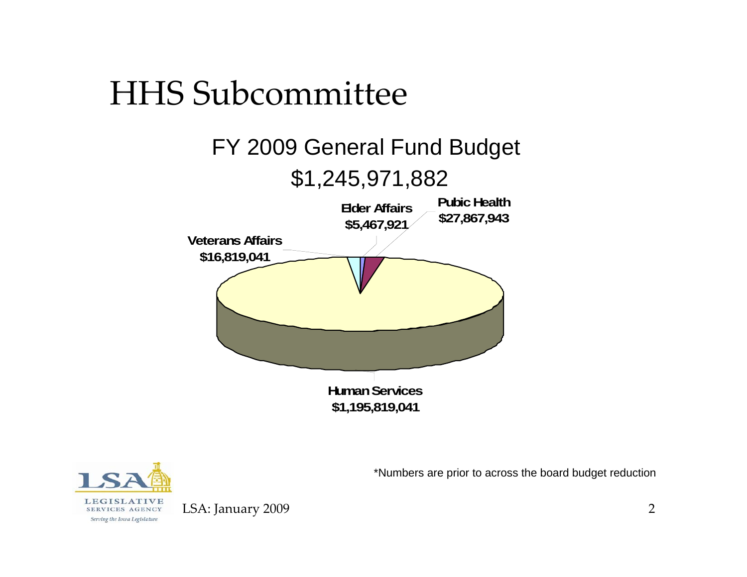# HHS Subcommittee

## FY 2009 General Fund Budget

## $1,245,971,882

**Elder Affairs**
**$5,467,921**

**Pubic Health**
**$27,867,943**

**Veterans Affairs**
**$16,819,041**

**Human Services**
**$1,195,819,041**

*Numbers are prior to across the board budget reduction

LSA: January 2009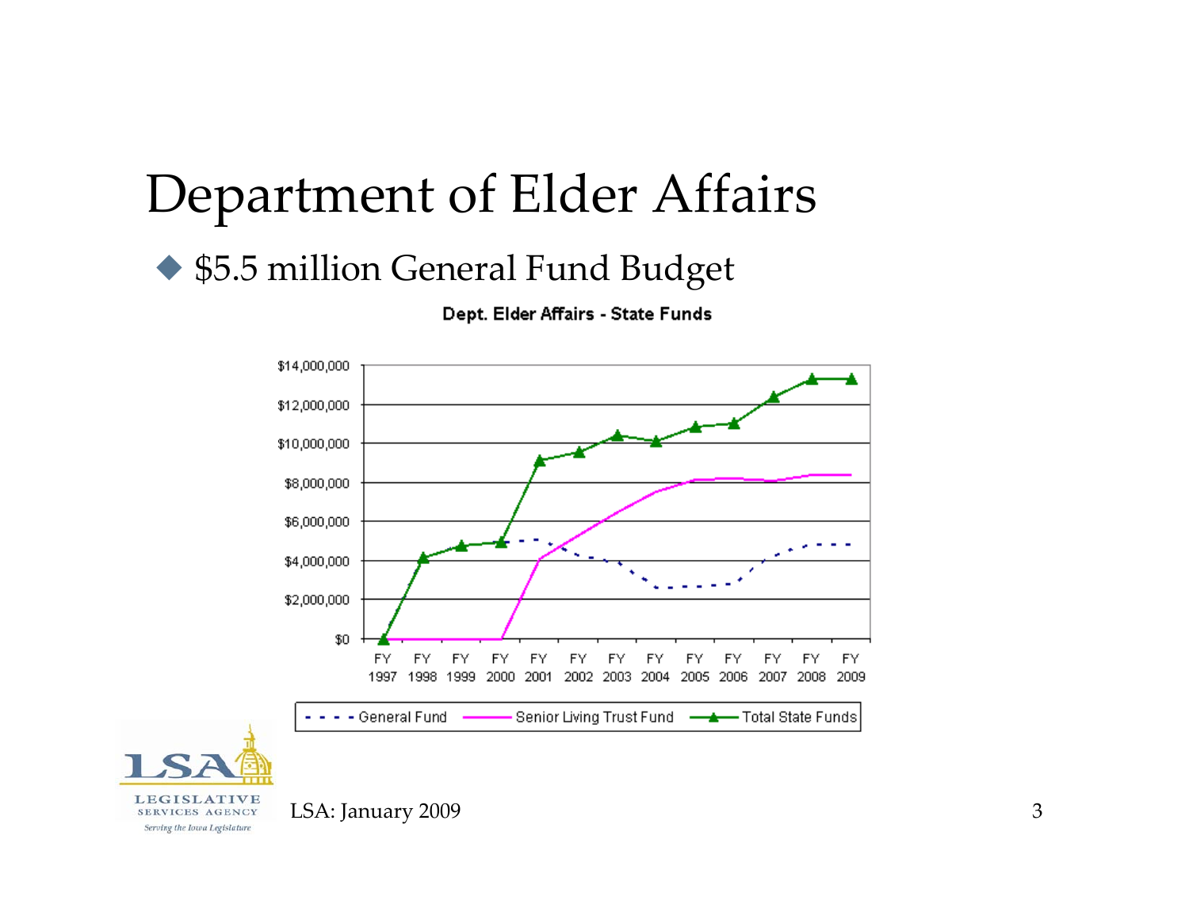# Department of Elder Affairs

- $5.5 million General Fund Budget

**Dept. Elder Affairs - State Funds**

LSA: January 2009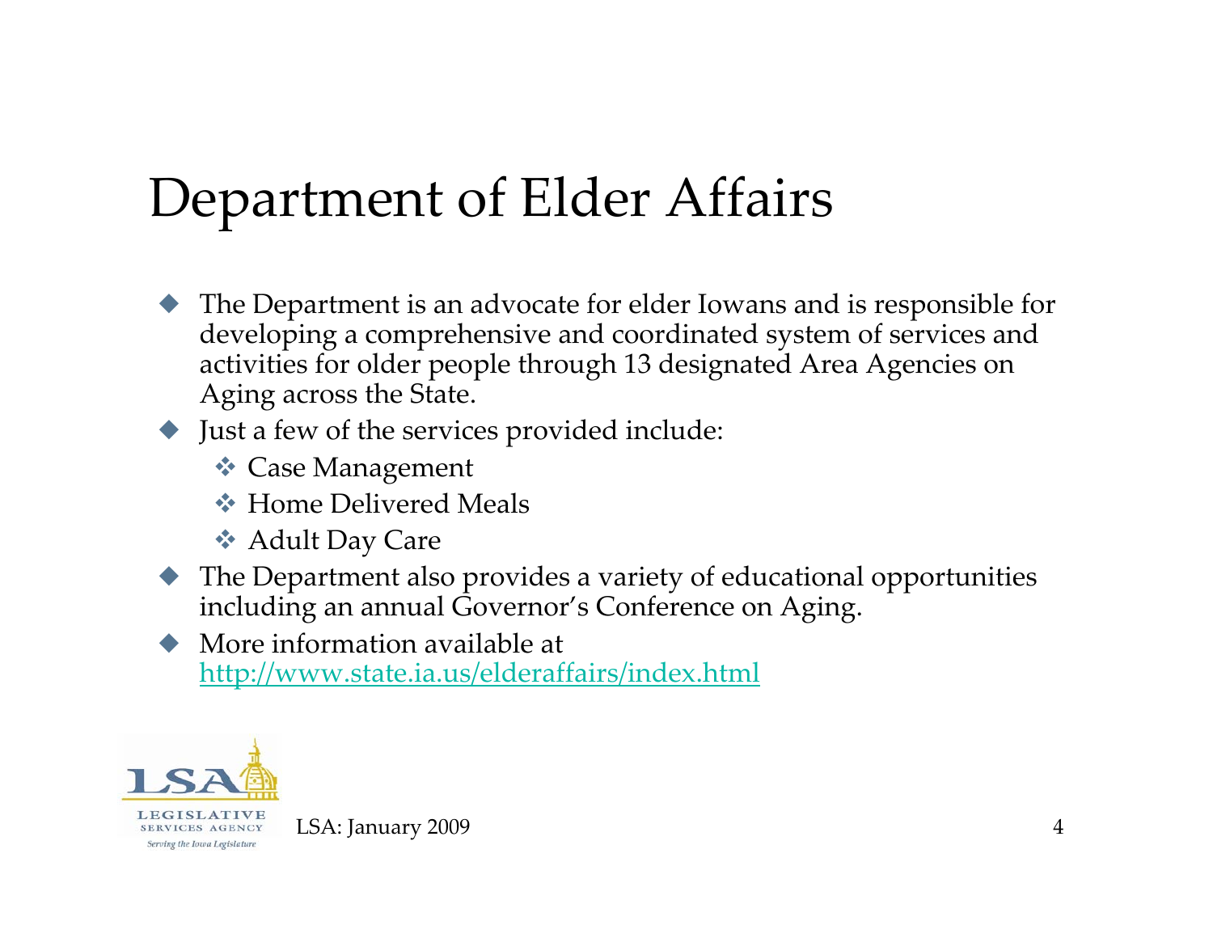# Department of Elder Affairs

- The Department is an advocate for elder Iowans and is responsible for developing a comprehensive and coordinated system of services and activities for older people through 13 designated Area Agencies on Aging across the State.
- Just a few of the services provided include:
  - Case Management
  - Home Delivered Meals
  - Adult Day Care
- The Department also provides a variety of educational opportunities including an annual Governor's Conference on Aging.
- More information available at http://www.state.ia.us/elderaffairs/index.html

LSA: January 2009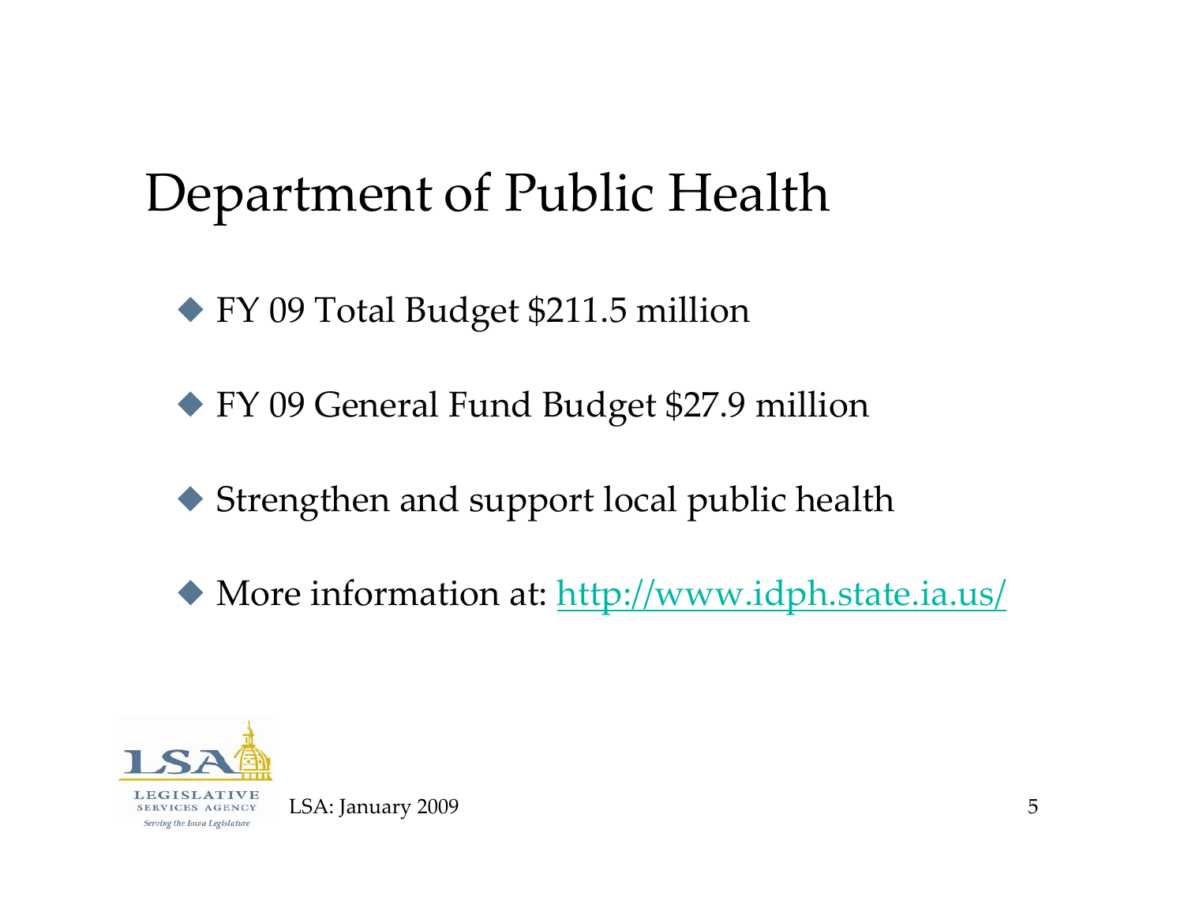# Department of Public Health

- FY 09 Total Budget $211.5 million
- FY 09 General Fund Budget $27.9 million
- Strengthen and support local public health
- More information at: [http://www.idph.state.ia.us/](http://www.idph.state.ia.us/)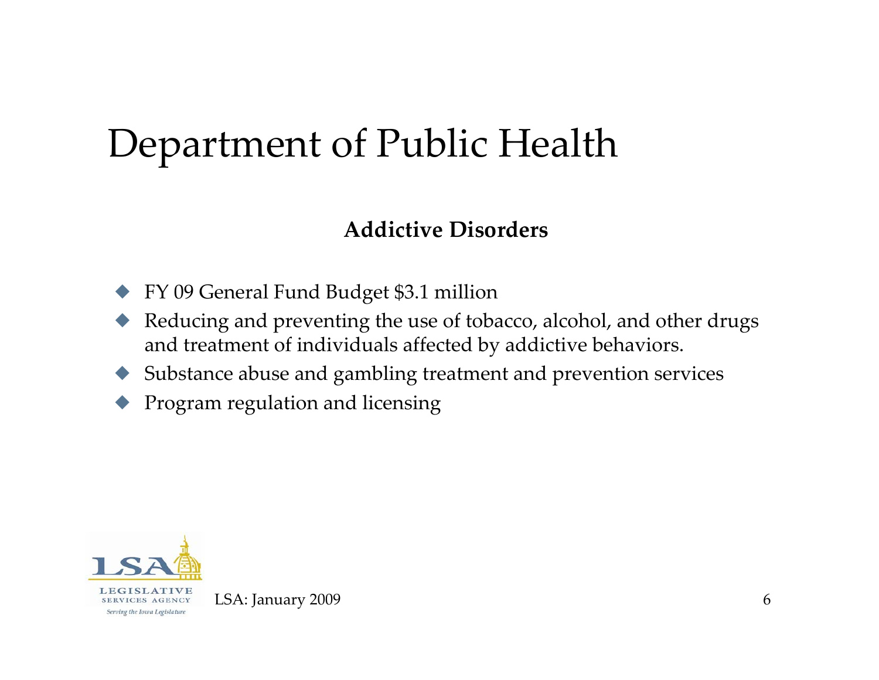# Department of Public Health

**Addictive Disorders**

- FY 09 General Fund Budget $3.1 million
- Reducing and preventing the use of tobacco, alcohol, and other drugs and treatment of individuals affected by addictive behaviors.
- Substance abuse and gambling treatment and prevention services
- Program regulation and licensing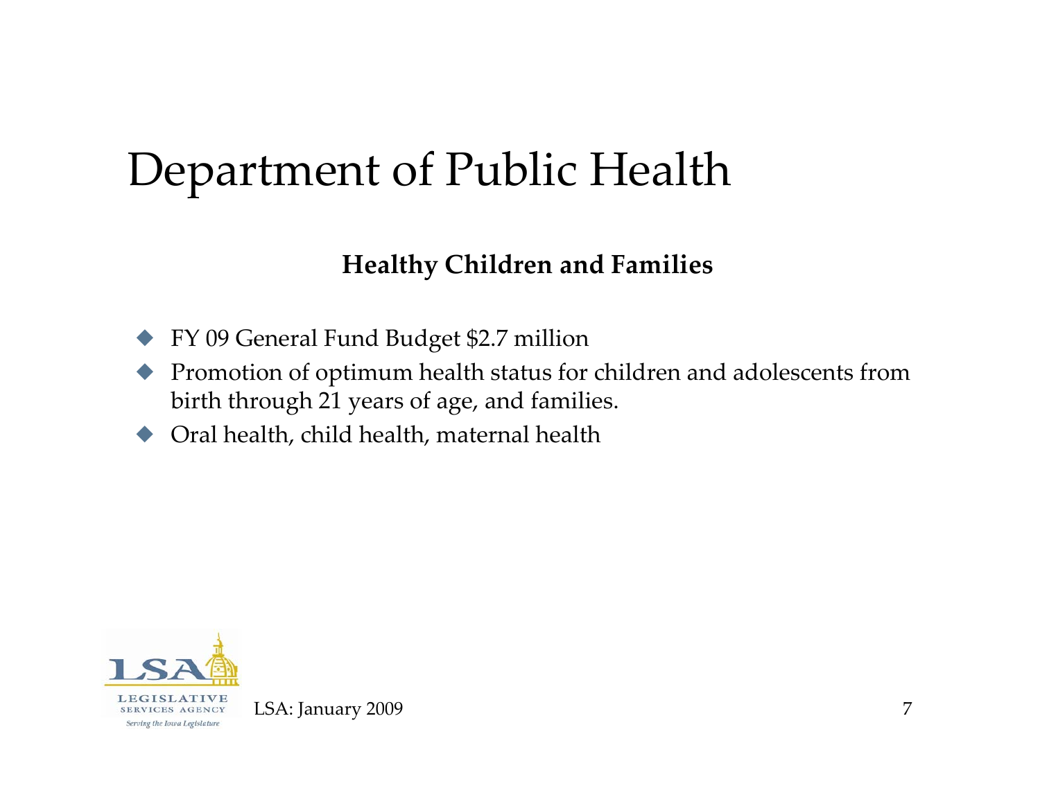# Department of Public Health

## Healthy Children and Families

- FY 09 General Fund Budget $2.7 million
- Promotion of optimum health status for children and adolescents from birth through 21 years of age, and families.
- Oral health, child health, maternal health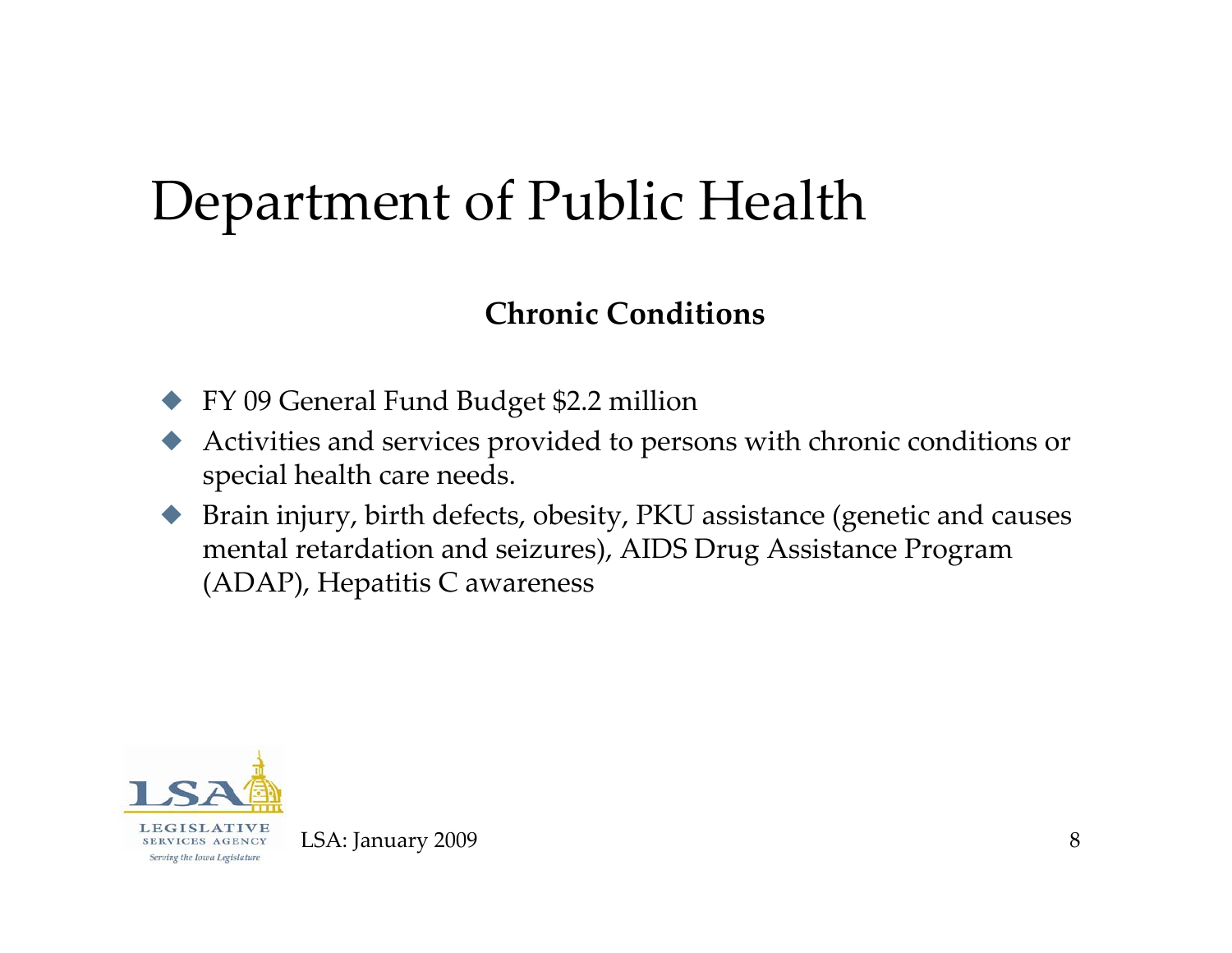# Department of Public Health

**Chronic Conditions**

- FY 09 General Fund Budget $2.2 million
- Activities and services provided to persons with chronic conditions or special health care needs.
- Brain injury, birth defects, obesity, PKU assistance (genetic and causes mental retardation and seizures), AIDS Drug Assistance Program (ADAP), Hepatitis C awareness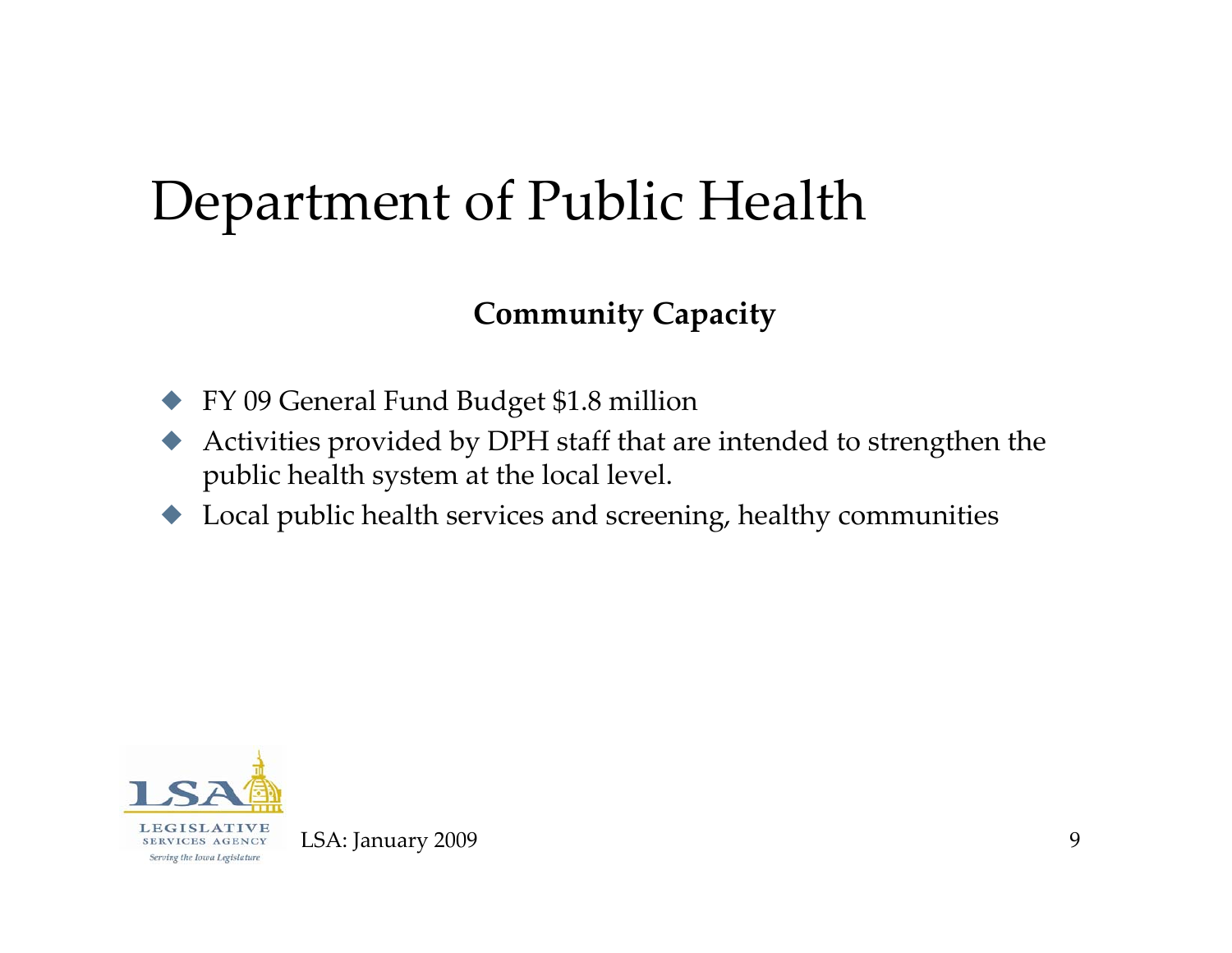# Department of Public Health

**Community Capacity**

- FY 09 General Fund Budget $1.8 million
- Activities provided by DPH staff that are intended to strengthen the public health system at the local level.
- Local public health services and screening, healthy communities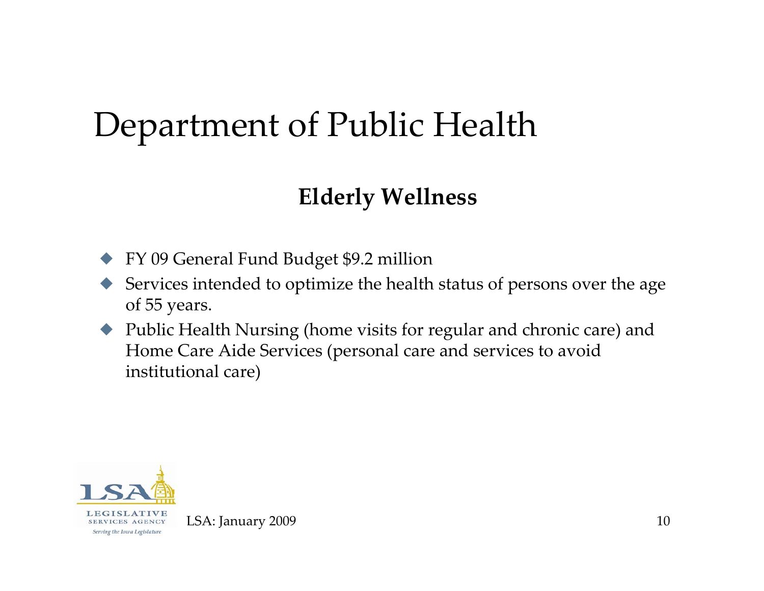# Department of Public Health

## Elderly Wellness

- FY 09 General Fund Budget $9.2 million
- Services intended to optimize the health status of persons over the age of 55 years.
- Public Health Nursing (home visits for regular and chronic care) and Home Care Aide Services (personal care and services to avoid institutional care)

LSA: January 2009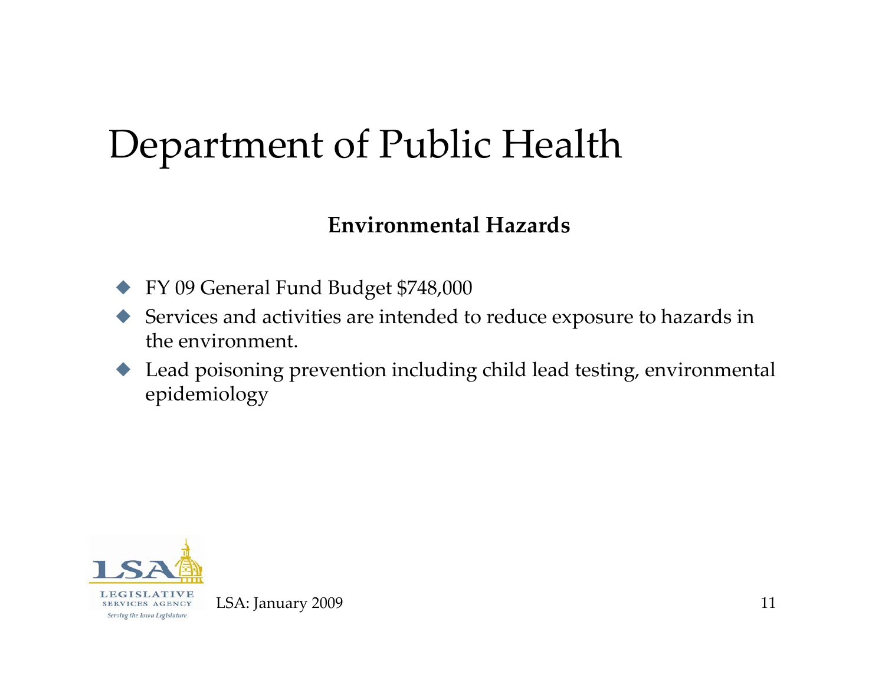# Department of Public Health

**Environmental Hazards**

- FY 09 General Fund Budget $748,000
- Services and activities are intended to reduce exposure to hazards in the environment.
- Lead poisoning prevention including child lead testing, environmental epidemiology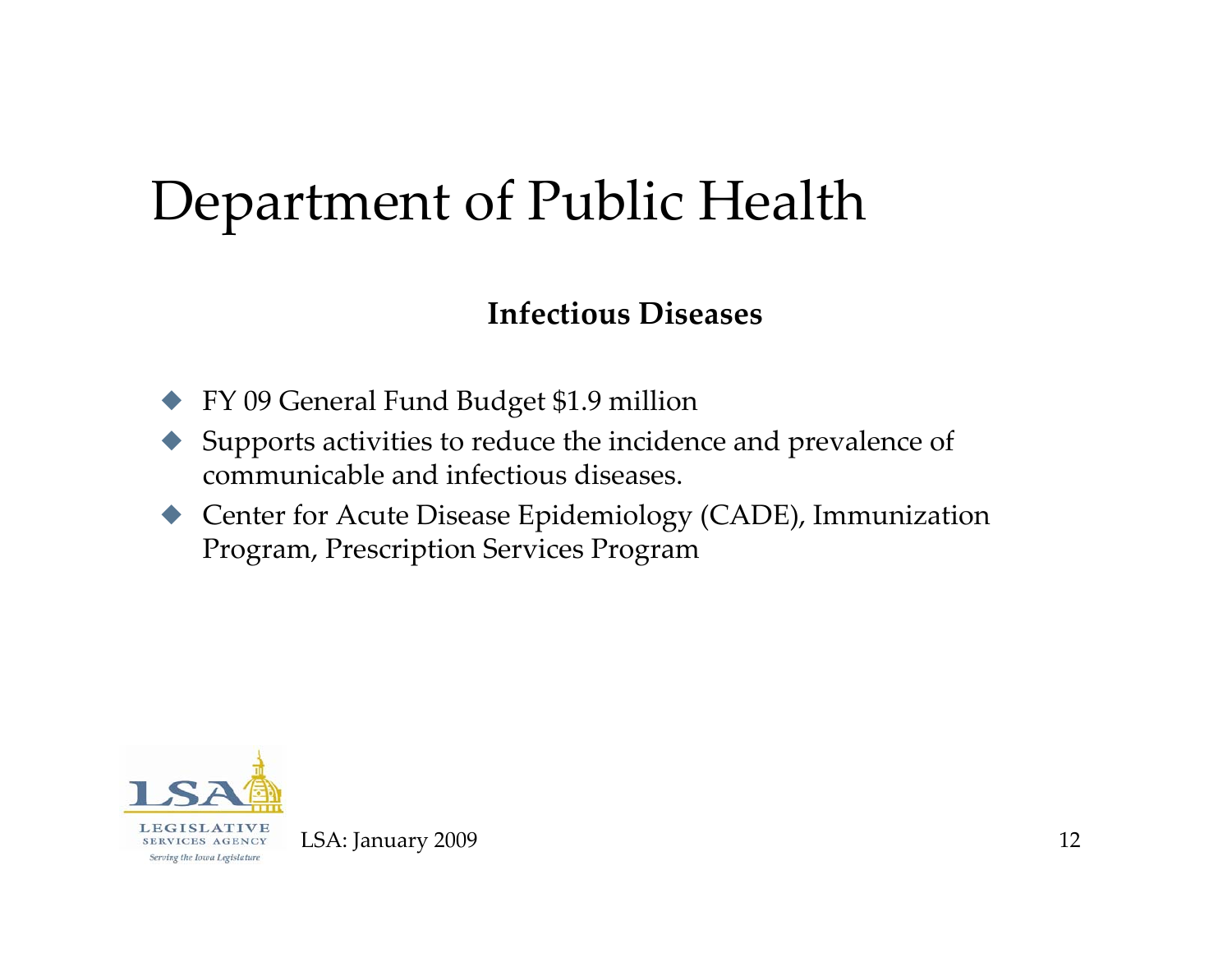# Department of Public Health

### Infectious Diseases

- FY 09 General Fund Budget $1.9 million
- Supports activities to reduce the incidence and prevalence of communicable and infectious diseases.
- Center for Acute Disease Epidemiology (CADE), Immunization Program, Prescription Services Program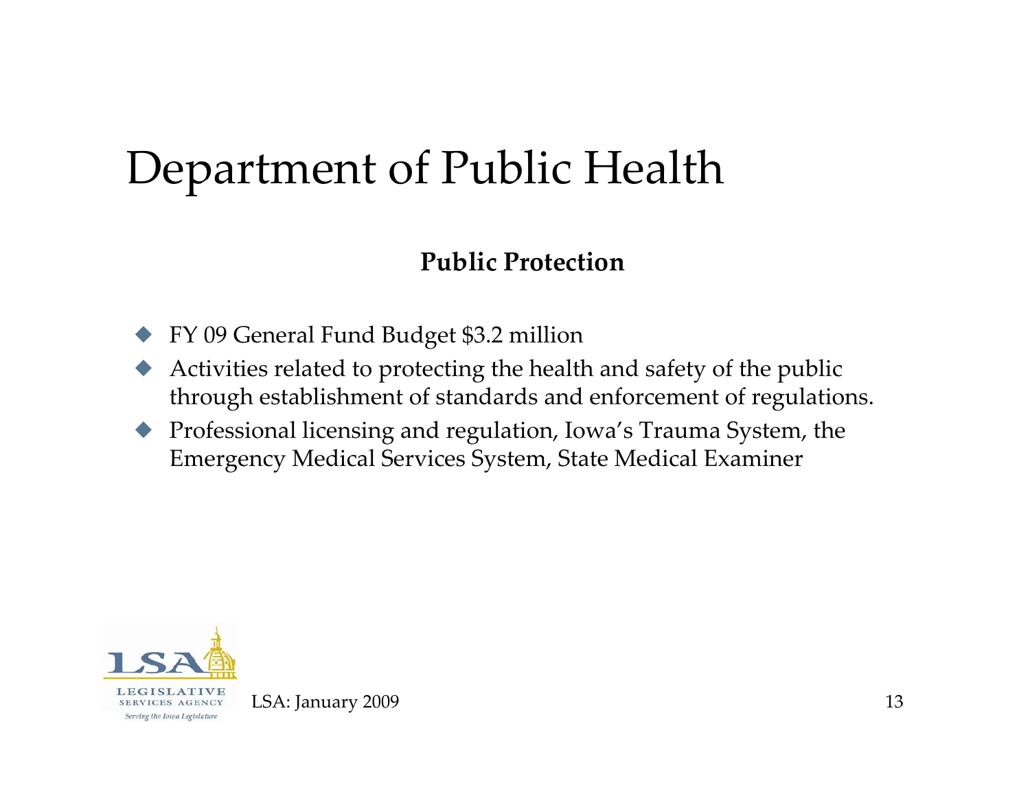# Department of Public Health

**Public Protection**

- FY 09 General Fund Budget $3.2 million
- Activities related to protecting the health and safety of the public through establishment of standards and enforcement of regulations.
- Professional licensing and regulation, Iowa’s Trauma System, the Emergency Medical Services System, State Medical Examiner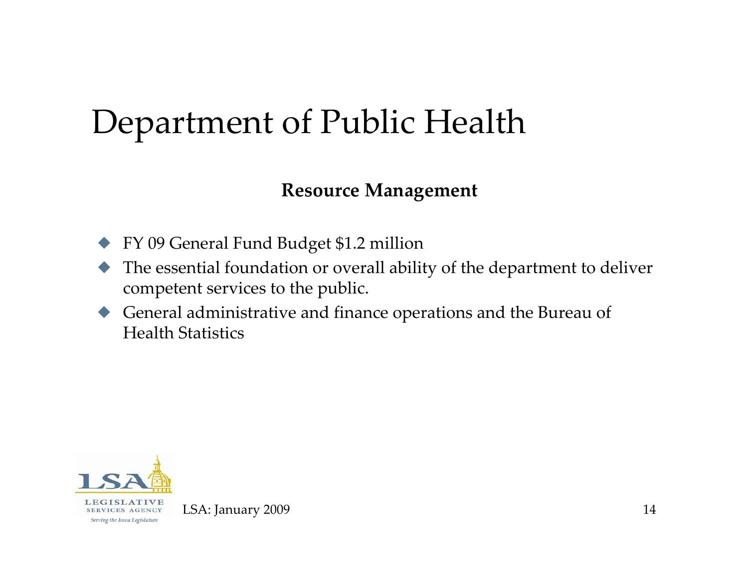# Department of Public Health

**Resource Management**

- FY 09 General Fund Budget $1.2 million
- The essential foundation or overall ability of the department to deliver competent services to the public.
- General administrative and finance operations and the Bureau of Health Statistics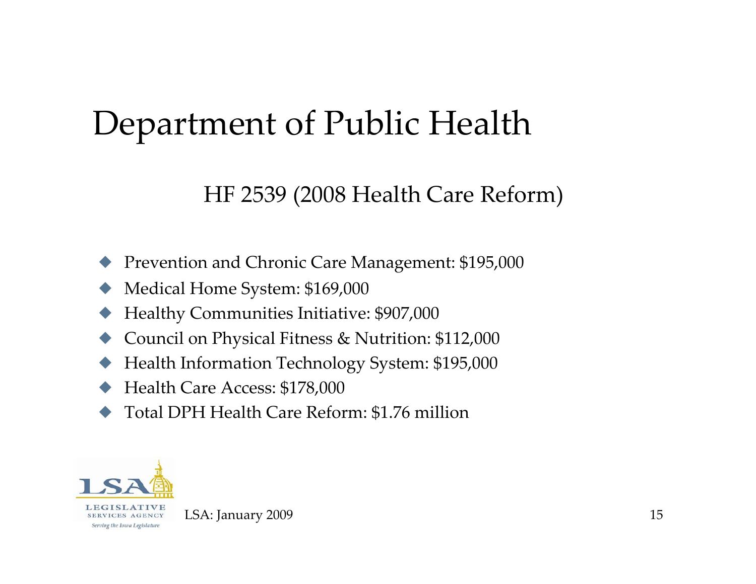# Department of Public Health

## HF 2539 (2008 Health Care Reform)

- Prevention and Chronic Care Management: $195,000
- Medical Home System: $169,000
- Healthy Communities Initiative: $907,000
- Council on Physical Fitness & Nutrition: $112,000
- Health Information Technology System: $195,000
- Health Care Access: $178,000
- Total DPH Health Care Reform: $1.76 million

LSA: January 2009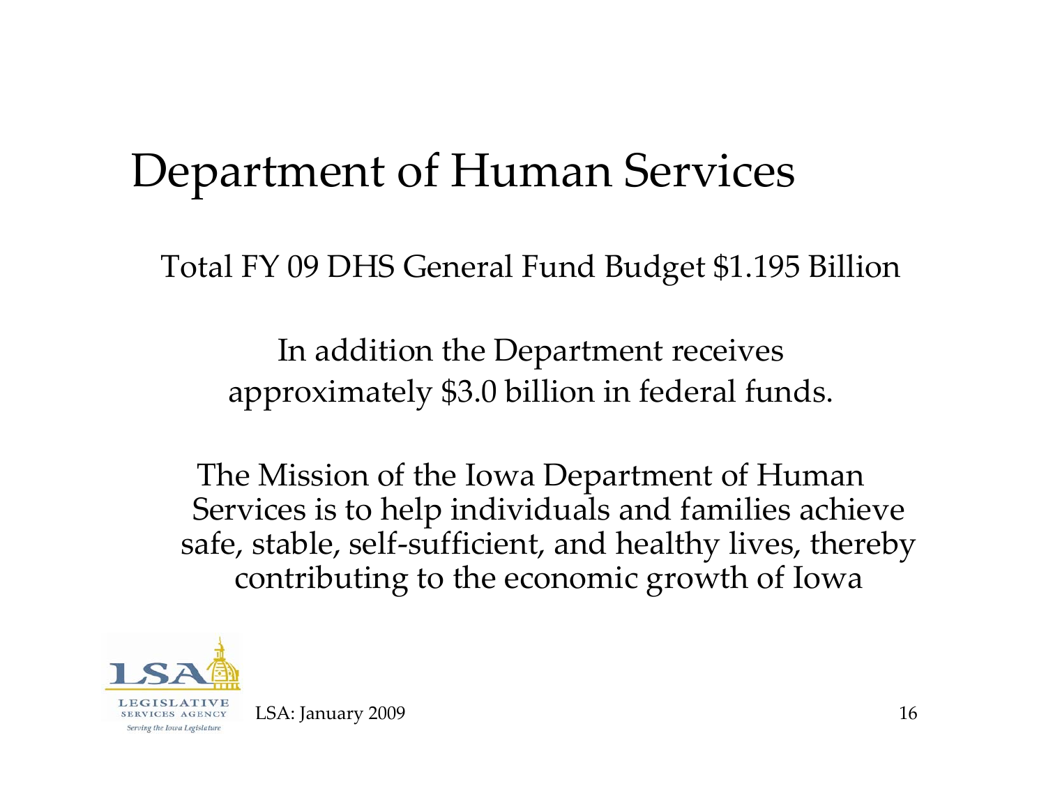# Department of Human Services

Total FY 09 DHS General Fund Budget $1.195 Billion

In addition the Department receives approximately $3.0 billion in federal funds.

The Mission of the Iowa Department of Human Services is to help individuals and families achieve safe, stable, self-sufficient, and healthy lives, thereby contributing to the economic growth of Iowa

LSA: January 2009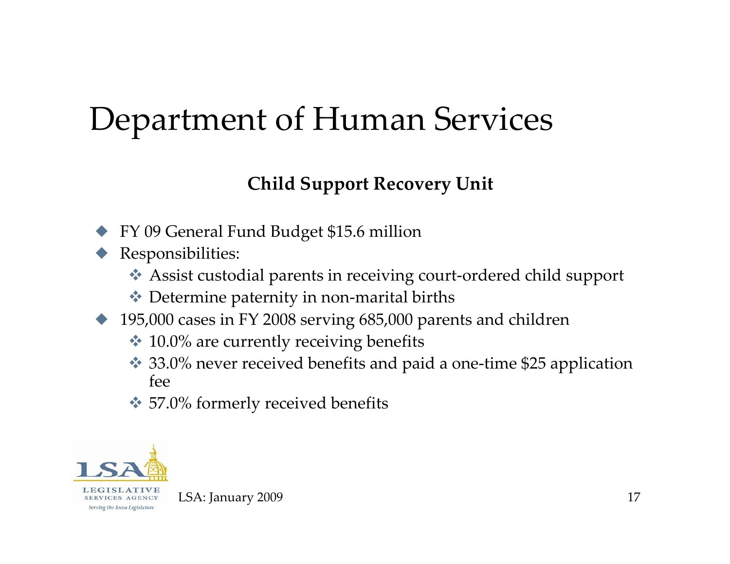# Department of Human Services

## Child Support Recovery Unit

- FY 09 General Fund Budget $15.6 million
- Responsibilities:
  - Assist custodial parents in receiving court-ordered child support
  - Determine paternity in non-marital births
- 195,000 cases in FY 2008 serving 685,000 parents and children
  - 10.0% are currently receiving benefits
  - 33.0% never received benefits and paid a one-time $25 application fee
  - 57.0% formerly received benefits

LSA: January 2009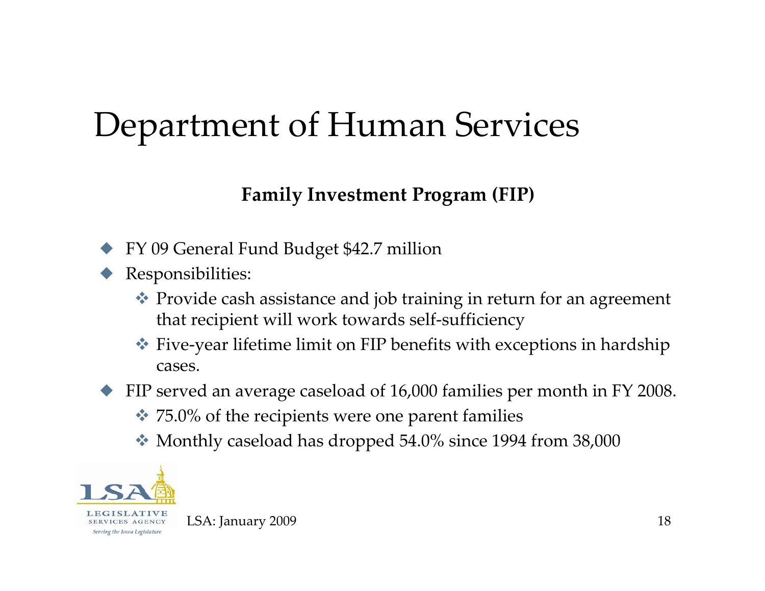# Department of Human Services

**Family Investment Program (FIP)**

- FY 09 General Fund Budget $42.7 million
- Responsibilities:
  - Provide cash assistance and job training in return for an agreement that recipient will work towards self-sufficiency
  - Five-year lifetime limit on FIP benefits with exceptions in hardship cases.
- FIP served an average caseload of 16,000 families per month in FY 2008.
  - 75.0% of the recipients were one parent families
  - Monthly caseload has dropped 54.0% since 1994 from 38,000

LSA: January 2009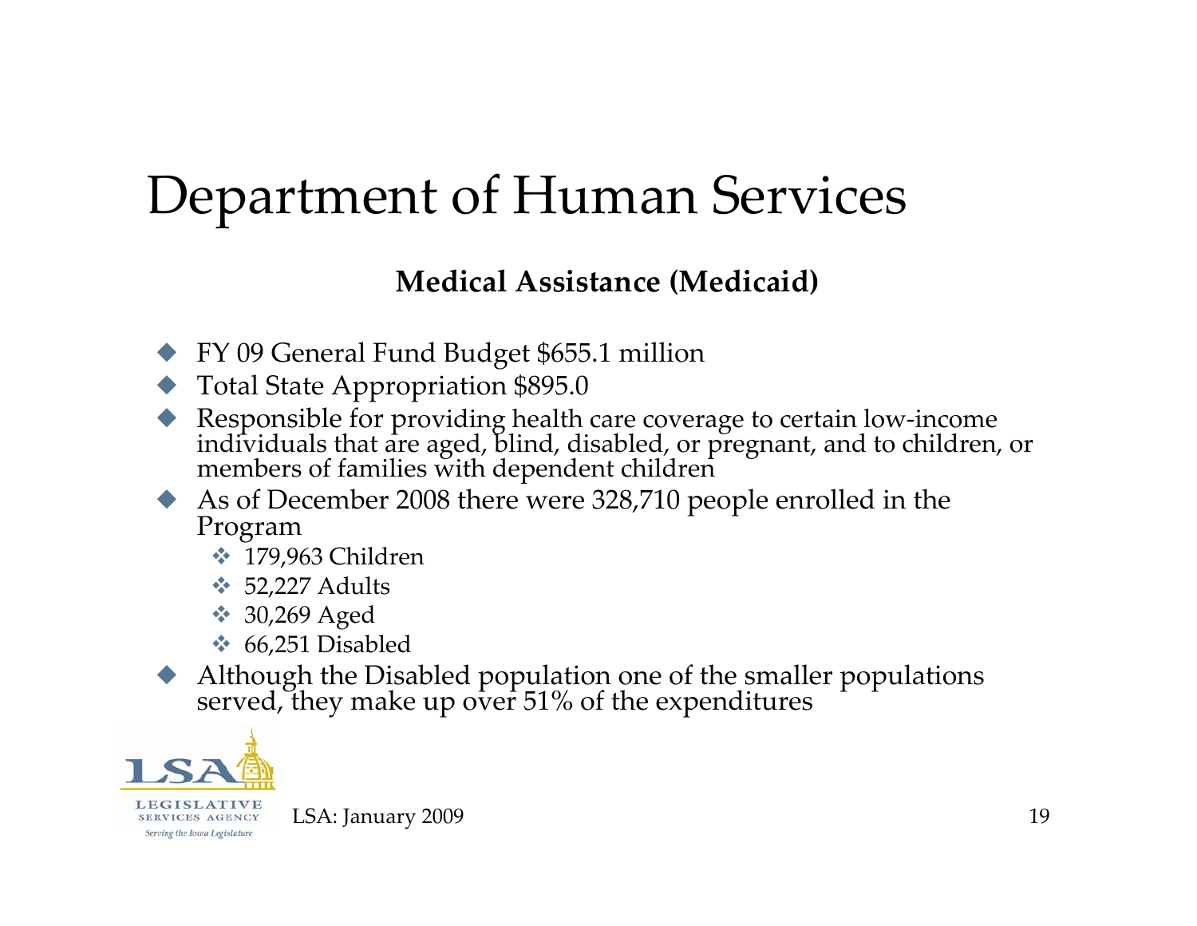# Department of Human Services

**Medical Assistance (Medicaid)**

- FY 09 General Fund Budget $655.1 million
- Total State Appropriation $895.0
- Responsible for providing health care coverage to certain low-income individuals that are aged, blind, disabled, or pregnant, and to children, or members of families with dependent children
- As of December 2008 there were 328,710 people enrolled in the Program
  - 179,963 Children
  - 52,227 Adults
  - 30,269 Aged
  - 66,251 Disabled
- Although the Disabled population one of the smaller populations served, they make up over 51% of the expenditures

LSA: January 2009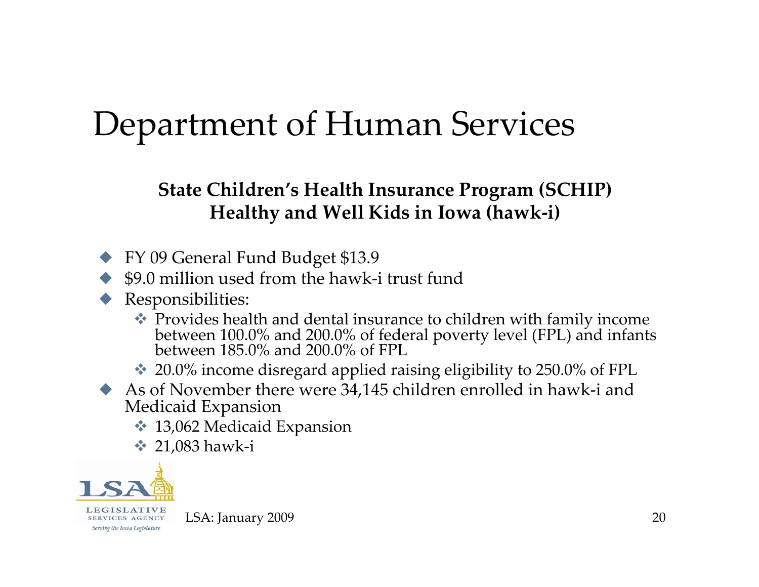# Department of Human Services

**State Children's Health Insurance Program (SCHIP)**
**Healthy and Well Kids in Iowa (hawk-i)**

- FY 09 General Fund Budget $13.9
- $9.0 million used from the hawk-i trust fund
- Responsibilities:
  - Provides health and dental insurance to children with family income between 100.0% and 200.0% of federal poverty level (FPL) and infants between 185.0% and 200.0% of FPL
  - 20.0% income disregard applied raising eligibility to 250.0% of FPL
- As of November there were 34,145 children enrolled in hawk-i and Medicaid Expansion
  - 13,062 Medicaid Expansion
  - 21,083 hawk-i

LSA: January 2009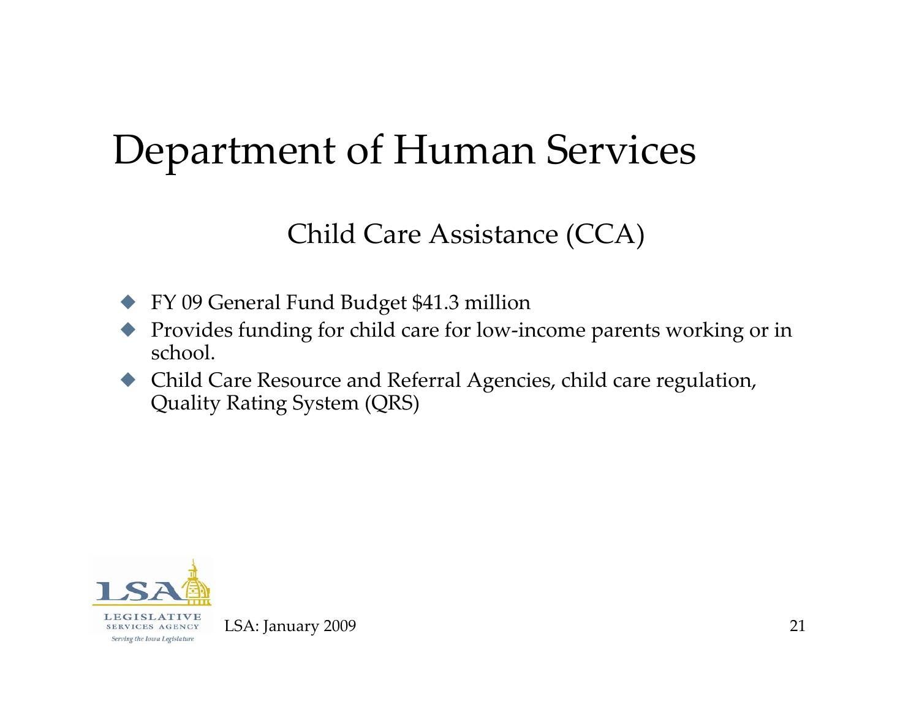# Department of Human Services

## Child Care Assistance (CCA)

- FY 09 General Fund Budget $41.3 million
- Provides funding for child care for low-income parents working or in school.
- Child Care Resource and Referral Agencies, child care regulation, Quality Rating System (QRS)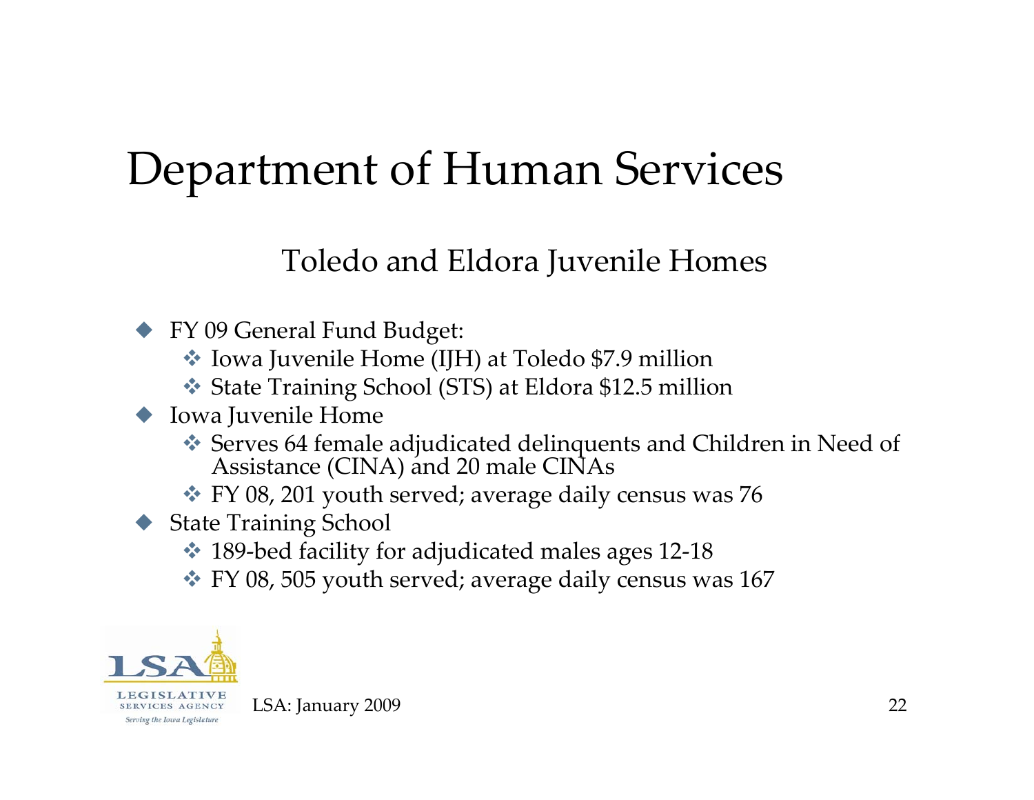# Department of Human Services

## Toledo and Eldora Juvenile Homes

- FY 09 General Fund Budget:
  - Iowa Juvenile Home (IJH) at Toledo $7.9 million
  - State Training School (STS) at Eldora $12.5 million
- Iowa Juvenile Home
  - Serves 64 female adjudicated delinquents and Children in Need of Assistance (CINA) and 20 male CINAs
  - FY 08, 201 youth served; average daily census was 76
- State Training School
  - 189-bed facility for adjudicated males ages 12-18
  - FY 08, 505 youth served; average daily census was 167

LSA: January 2009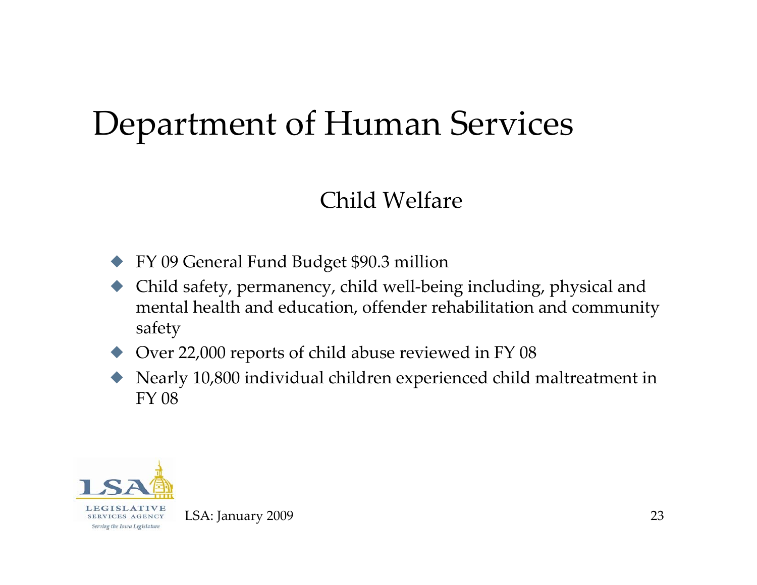# Department of Human Services

## Child Welfare

- FY 09 General Fund Budget $90.3 million
- Child safety, permanency, child well-being including, physical and mental health and education, offender rehabilitation and community safety
- Over 22,000 reports of child abuse reviewed in FY 08
- Nearly 10,800 individual children experienced child maltreatment in FY 08

LSA: January 2009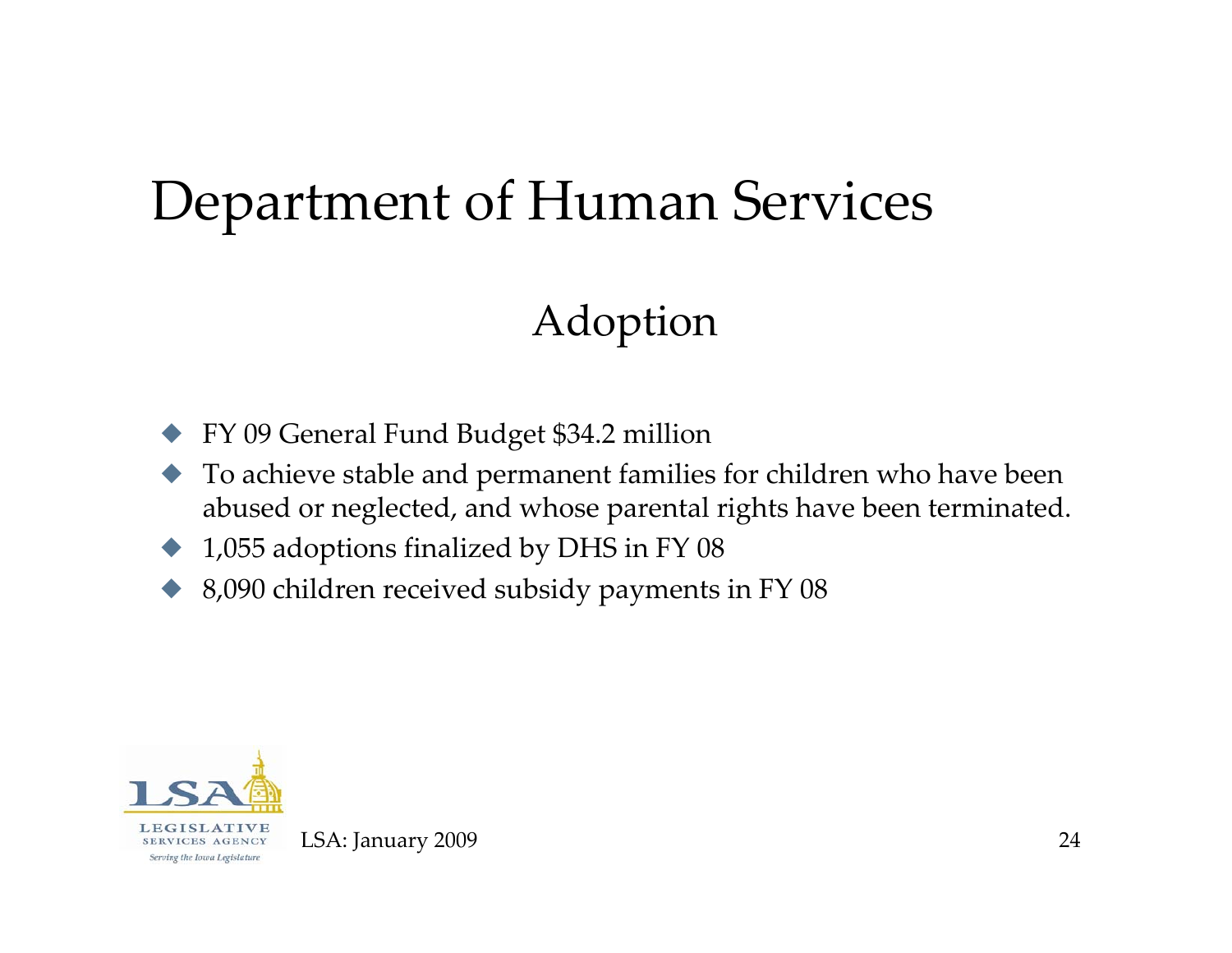# Department of Human Services

## Adoption

- FY 09 General Fund Budget $34.2 million
- To achieve stable and permanent families for children who have been abused or neglected, and whose parental rights have been terminated.
- 1,055 adoptions finalized by DHS in FY 08
- 8,090 children received subsidy payments in FY 08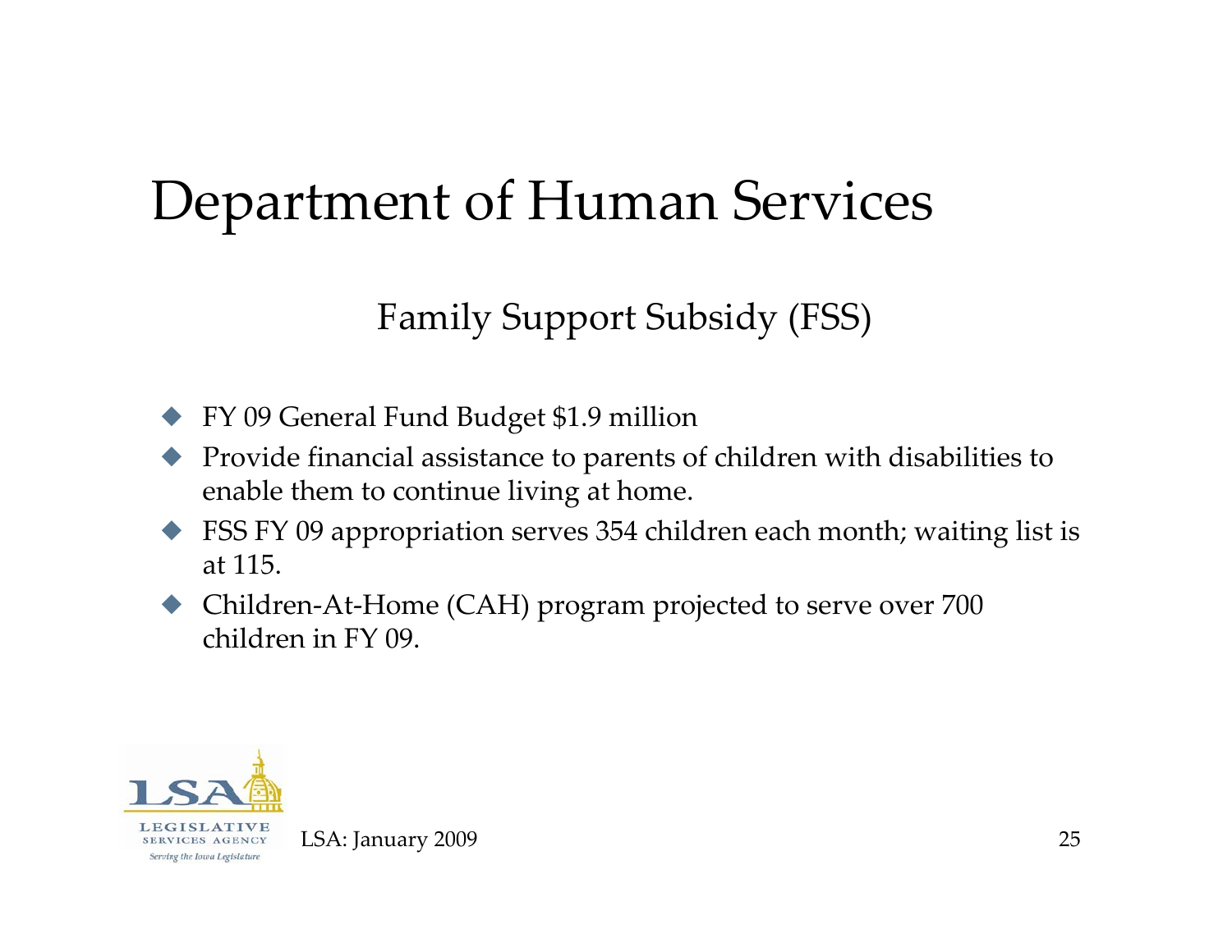# Department of Human Services

## Family Support Subsidy (FSS)

- FY 09 General Fund Budget $1.9 million
- Provide financial assistance to parents of children with disabilities to enable them to continue living at home.
- FSS FY 09 appropriation serves 354 children each month; waiting list is at 115.
- Children-At-Home (CAH) program projected to serve over 700 children in FY 09.

LSA: January 2009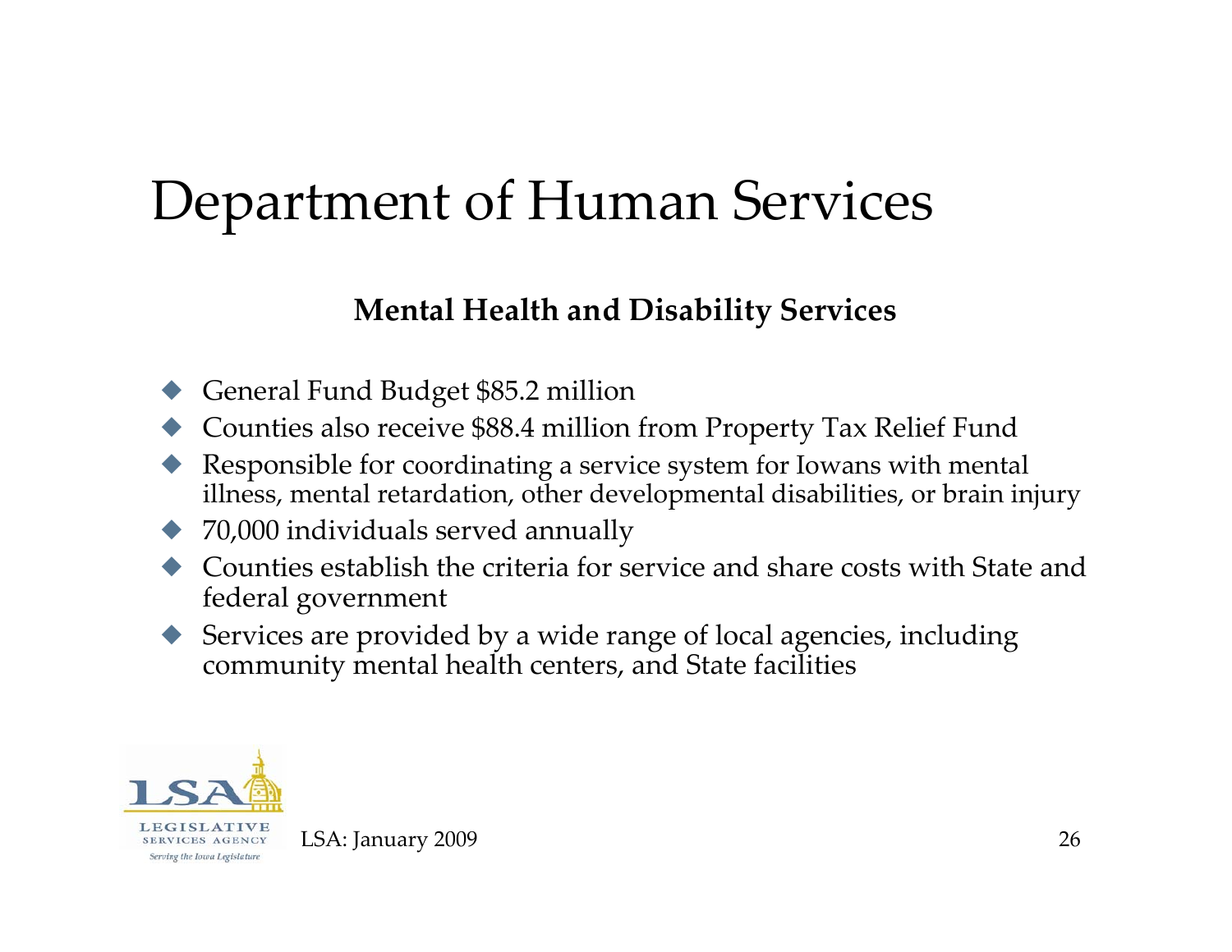# Department of Human Services

**Mental Health and Disability Services**

- General Fund Budget $85.2 million
- Counties also receive $88.4 million from Property Tax Relief Fund
- Responsible for coordinating a service system for Iowans with mental illness, mental retardation, other developmental disabilities, or brain injury
- 70,000 individuals served annually
- Counties establish the criteria for service and share costs with State and federal government
- Services are provided by a wide range of local agencies, including community mental health centers, and State facilities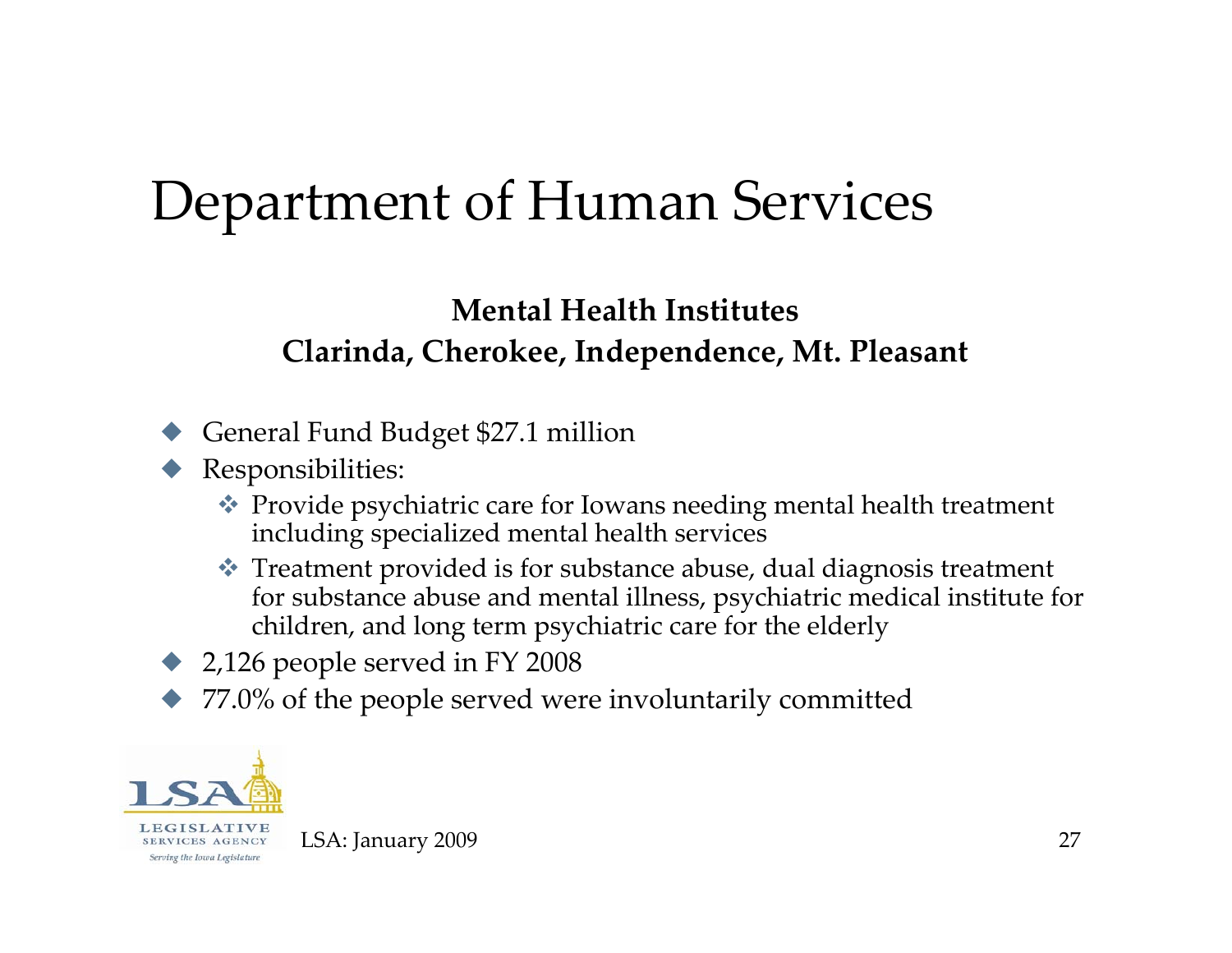# Department of Human Services

**Mental Health Institutes**
**Clarinda, Cherokee, Independence, Mt. Pleasant**

- General Fund Budget $27.1 million
- Responsibilities:
  - Provide psychiatric care for Iowans needing mental health treatment including specialized mental health services
  - Treatment provided is for substance abuse, dual diagnosis treatment for substance abuse and mental illness, psychiatric medical institute for children, and long term psychiatric care for the elderly
- 2,126 people served in FY 2008
- 77.0% of the people served were involuntarily committed

LSA: January 2009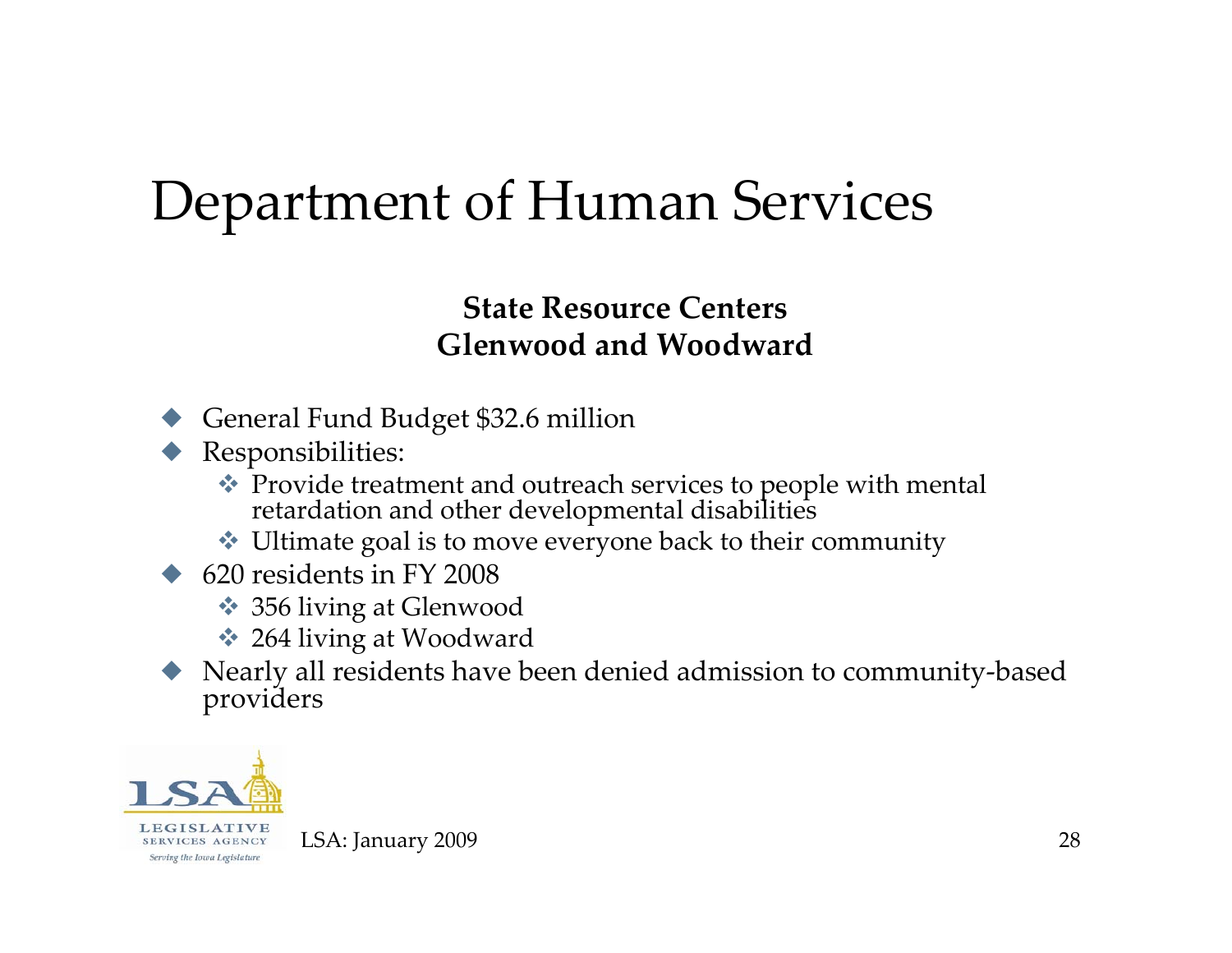# Department of Human Services

**State Resource Centers**
**Glenwood and Woodward**

- General Fund Budget $32.6 million
- Responsibilities:
  - Provide treatment and outreach services to people with mental retardation and other developmental disabilities
  - Ultimate goal is to move everyone back to their community
- 620 residents in FY 2008
  - 356 living at Glenwood
  - 264 living at Woodward
- Nearly all residents have been denied admission to community-based providers

LSA: January 2009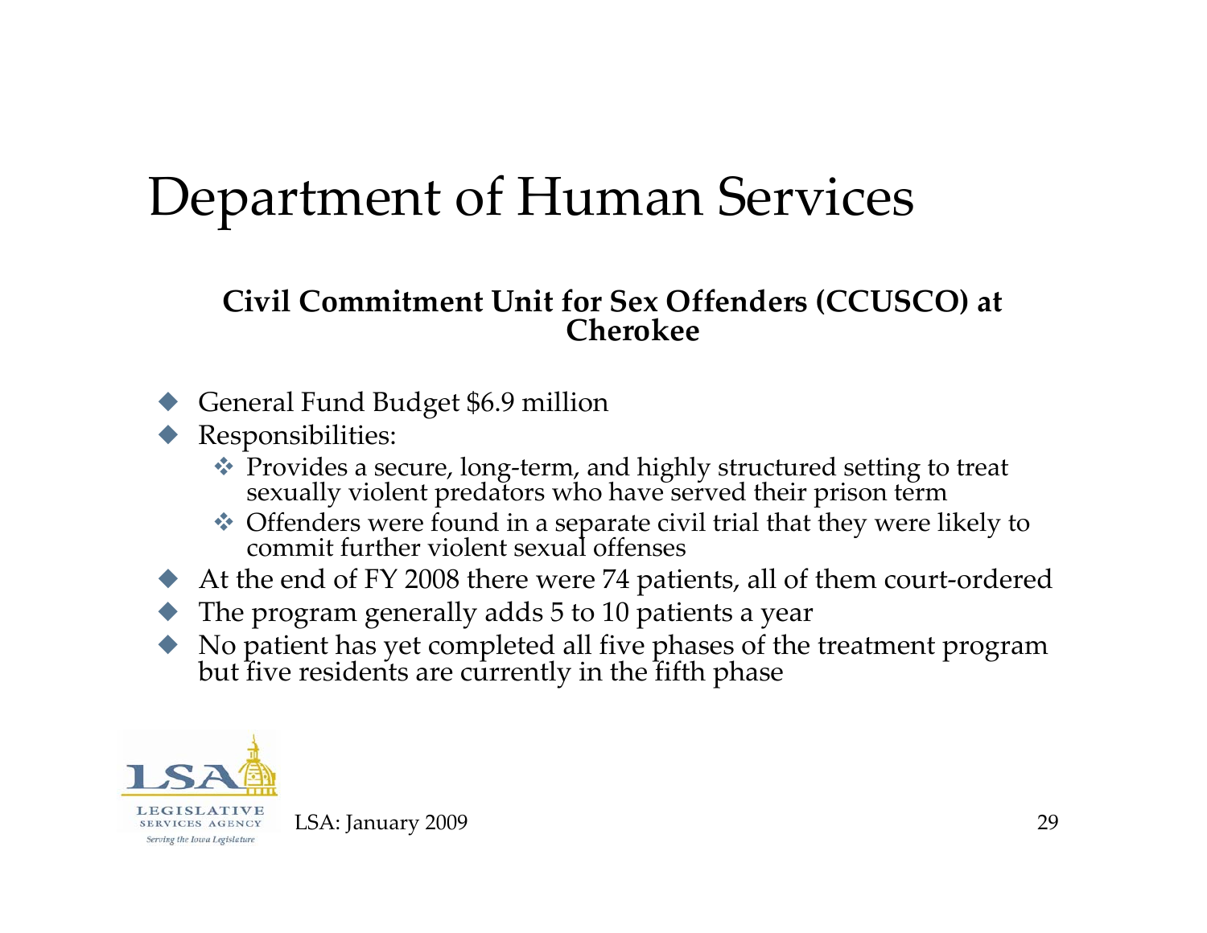# Department of Human Services

**Civil Commitment Unit for Sex Offenders (CCUSCO) at Cherokee**

- General Fund Budget $6.9 million
- Responsibilities:
  - Provides a secure, long-term, and highly structured setting to treat sexually violent predators who have served their prison term
  - Offenders were found in a separate civil trial that they were likely to commit further violent sexual offenses
- At the end of FY 2008 there were 74 patients, all of them court-ordered
- The program generally adds 5 to 10 patients a year
- No patient has yet completed all five phases of the treatment program but five residents are currently in the fifth phase

LSA: January 2009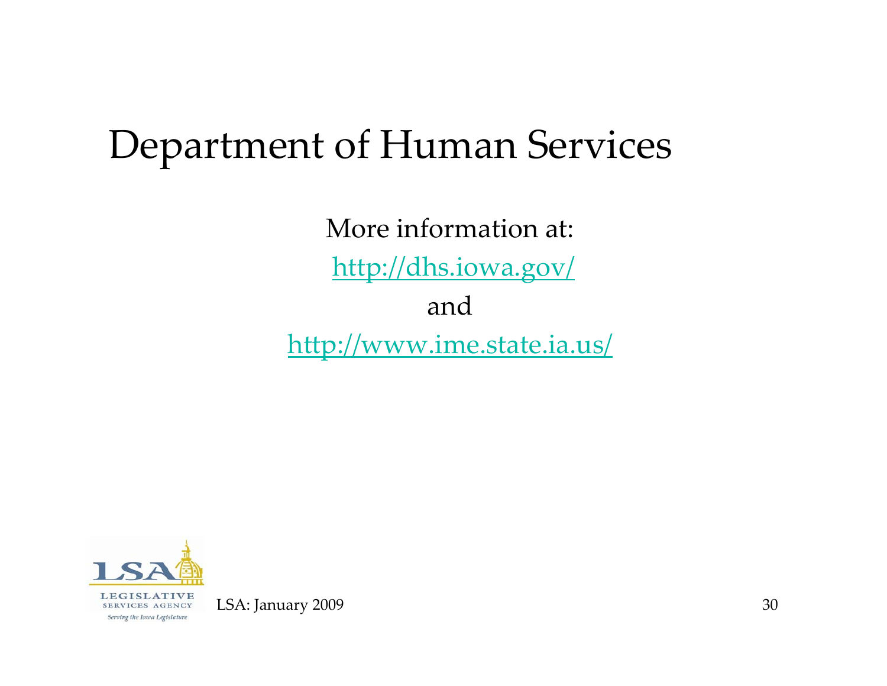# Department of Human Services

More information at:

http://dhs.iowa.gov/

and

http://www.ime.state.ia.us/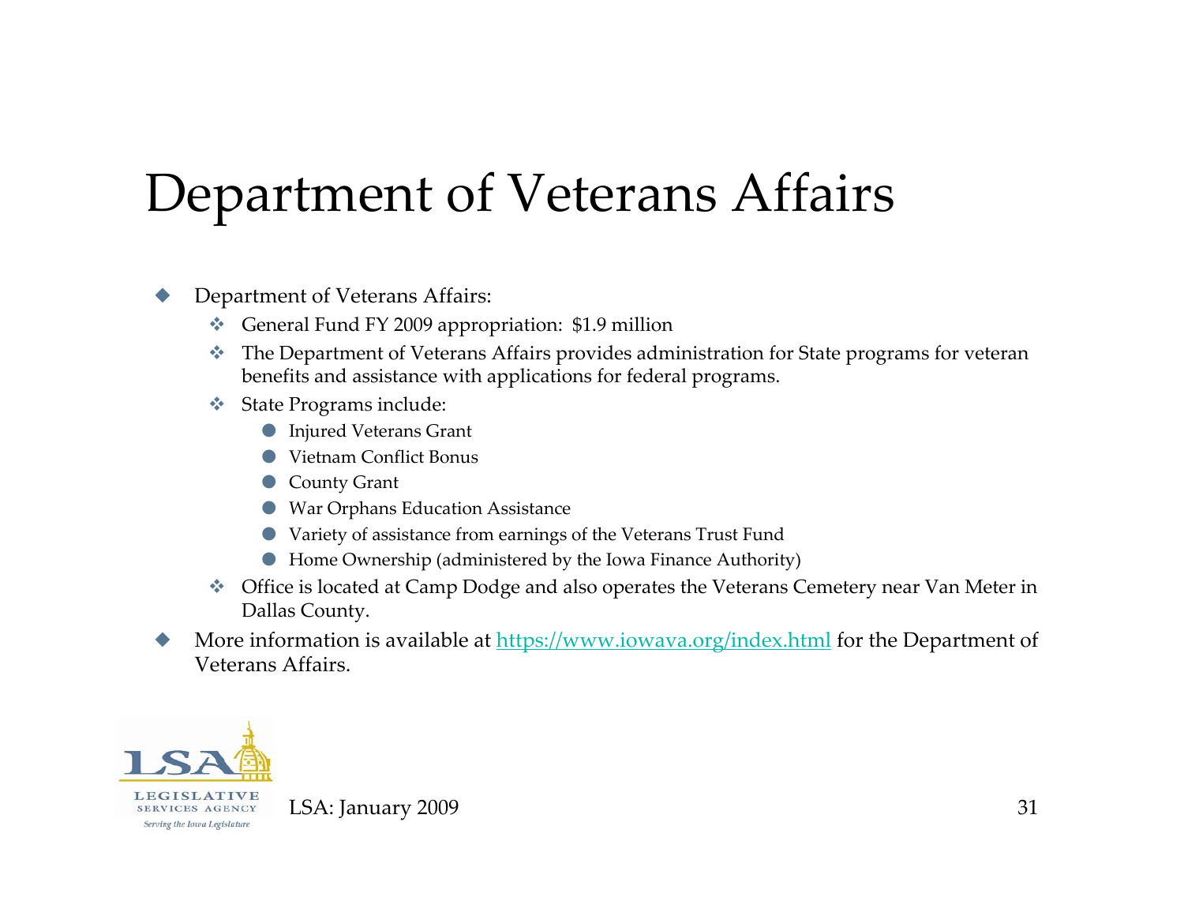# Department of Veterans Affairs

- Department of Veterans Affairs:
  - General Fund FY 2009 appropriation: $1.9 million
  - The Department of Veterans Affairs provides administration for State programs for veteran benefits and assistance with applications for federal programs.
  - State Programs include:
    - Injured Veterans Grant
    - Vietnam Conflict Bonus
    - County Grant
    - War Orphans Education Assistance
    - Variety of assistance from earnings of the Veterans Trust Fund
    - Home Ownership (administered by the Iowa Finance Authority)
  - Office is located at Camp Dodge and also operates the Veterans Cemetery near Van Meter in Dallas County.
- More information is available at [https://www.iowava.org/index.html](https://www.iowava.org/index.html) for the Department of Veterans Affairs.

LSA: January 2009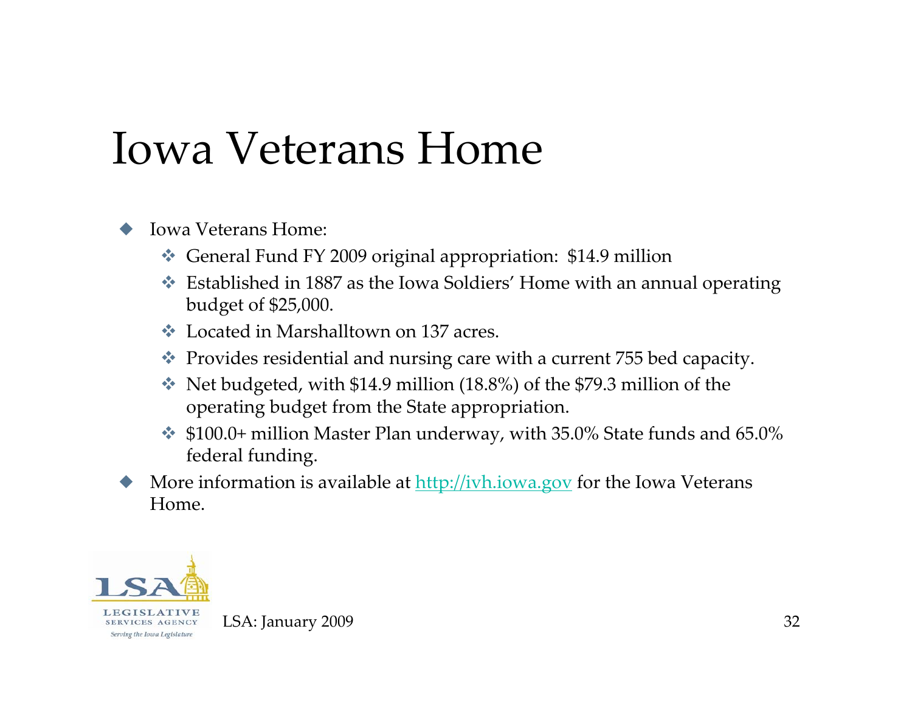# Iowa Veterans Home

- Iowa Veterans Home:
  - General Fund FY 2009 original appropriation:  $14.9 million
  - Established in 1887 as the Iowa Soldiers' Home with an annual operating budget of $25,000.
  - Located in Marshalltown on 137 acres.
  - Provides residential and nursing care with a current 755 bed capacity.
  - Net budgeted, with $14.9 million (18.8%) of the $79.3 million of the operating budget from the State appropriation.
  - $100.0+ million Master Plan underway, with 35.0% State funds and 65.0% federal funding.
- More information is available at [http://ivh.iowa.gov](http://ivh.iowa.gov) for the Iowa Veterans Home.

LSA: January 2009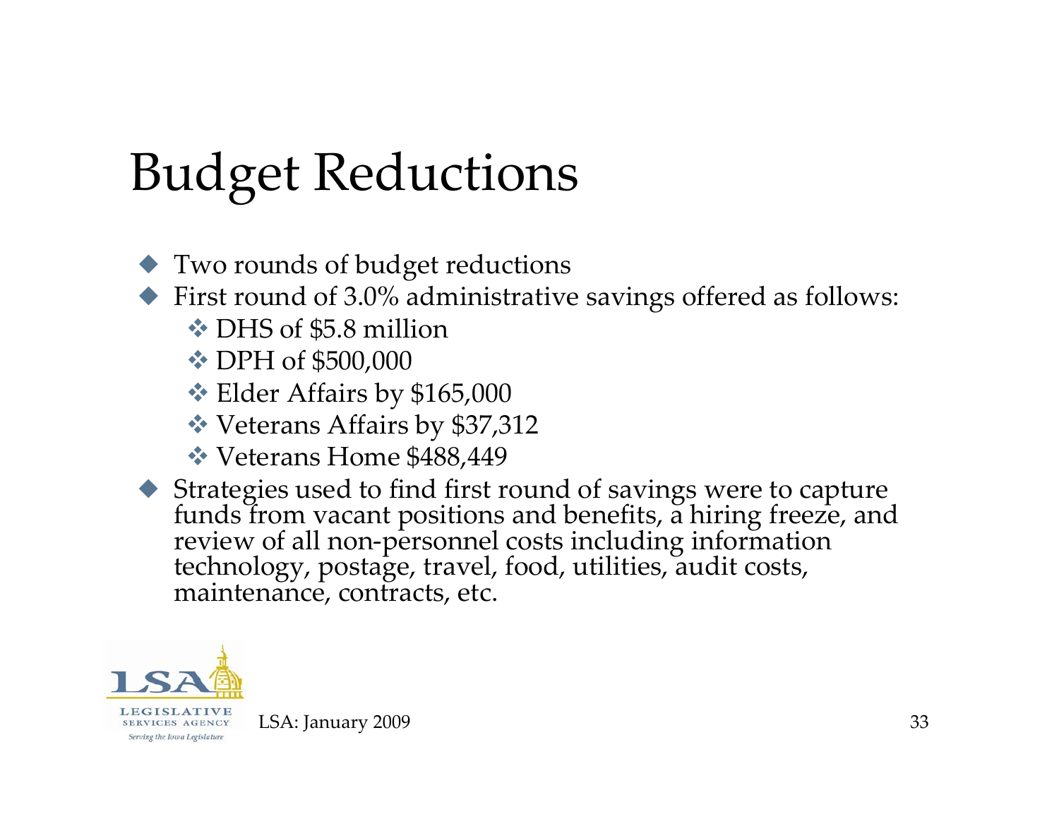# Budget Reductions

- Two rounds of budget reductions
- First round of 3.0% administrative savings offered as follows:
  - DHS of $5.8 million
  - DPH of $500,000
  - Elder Affairs by $165,000
  - Veterans Affairs by $37,312
  - Veterans Home $488,449
- Strategies used to find first round of savings were to capture funds from vacant positions and benefits, a hiring freeze, and review of all non-personnel costs including information technology, postage, travel, food, utilities, audit costs, maintenance, contracts, etc.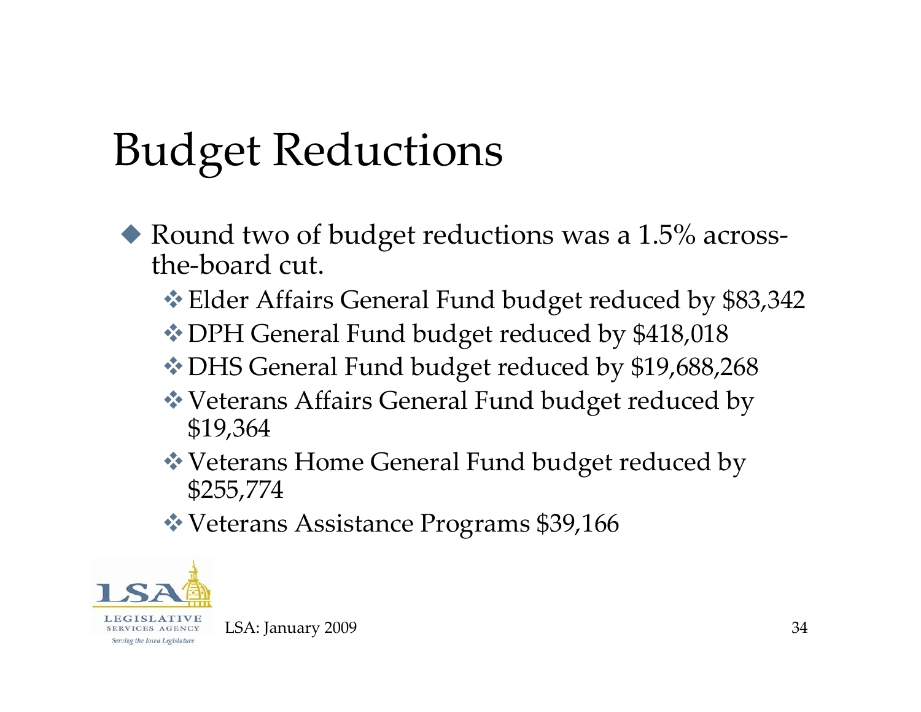# Budget Reductions

- Round two of budget reductions was a 1.5% across-the-board cut.
  - Elder Affairs General Fund budget reduced by $83,342
  - DPH General Fund budget reduced by $418,018
  - DHS General Fund budget reduced by $19,688,268
  - Veterans Affairs General Fund budget reduced by $19,364
  - Veterans Home General Fund budget reduced by $255,774
  - Veterans Assistance Programs $39,166

LSA: January 2009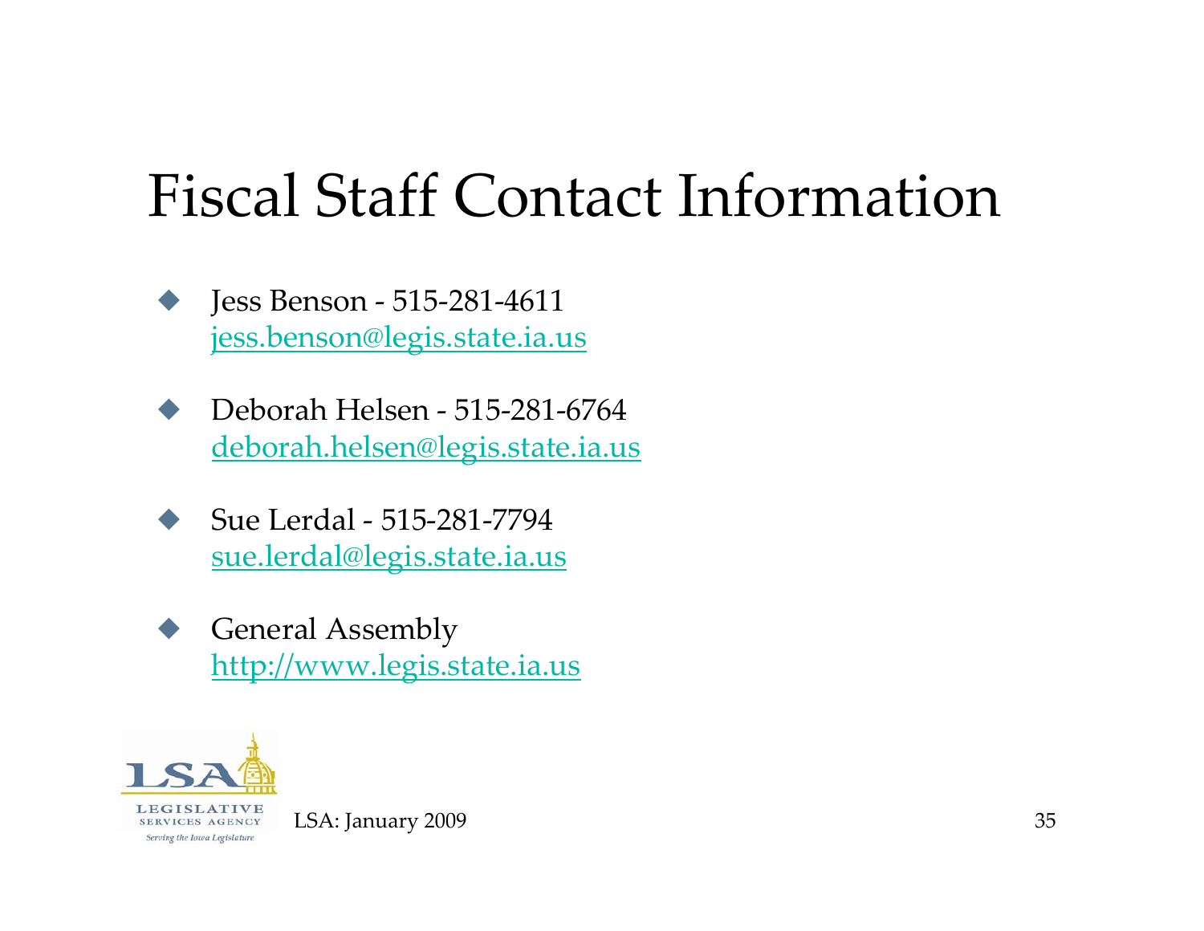# Fiscal Staff Contact Information

- Jess Benson - 515-281-4611
  jess.benson@legis.state.ia.us

- Deborah Helsen - 515-281-6764
  deborah.helsen@legis.state.ia.us

- Sue Lerdal - 515-281-7794
  sue.lerdal@legis.state.ia.us

- General Assembly
  http://www.legis.state.ia.us

LSA
LEGISLATIVE SERVICES AGENCY
*Serving the Iowa Legislature*

LSA: January 2009